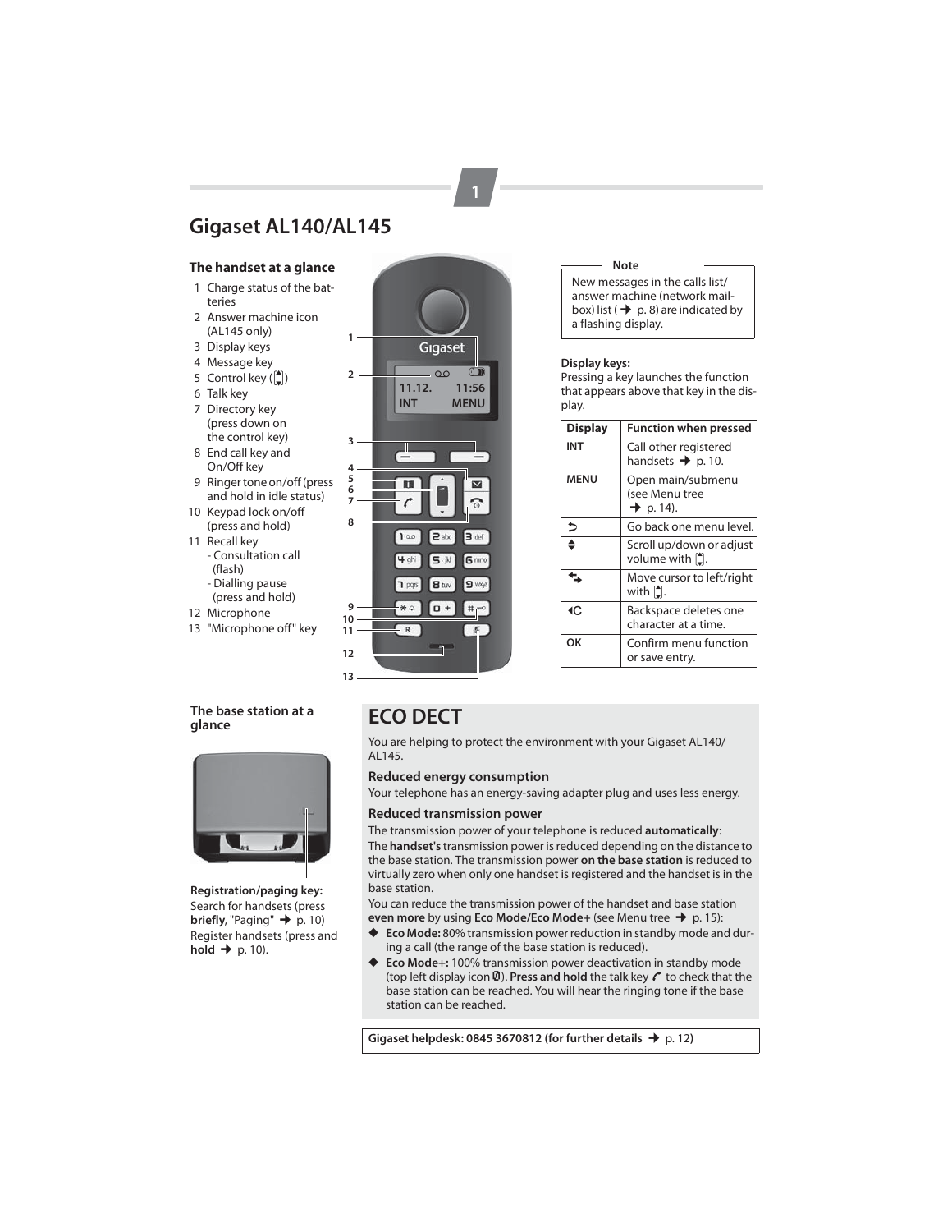# Gigaset AL140/AL145

## The handset at a glance

1 Charge status of the batteries
2 Answer machine icon (AL145 only)
3 Display keys
4 Message key
5 Control key ( )
6 Talk key
7 Directory key (press down on the control key)
8 End call key and On/Off key
9 Ringer tone on/off (press and hold in idle status)
10 Keypad lock on/off (press and hold)
11 Recall key
   - Consultation call (flash)
   - Dialling pause (press and hold)
12 Microphone
13 "Microphone off" key

**Note**

New messages in the calls list/ answer machine (network mailbox) list (➜ p. 8) are indicated by a flashing display.

**Display keys:**
Pressing a key launches the function that appears above that key in the display.

| Display | Function when pressed |
|---|---|
| **INT** | Call other registered handsets ➜ p. 10. |
| **MENU** | Open main/submenu (see Menu tree ➜ p. 14). |
| ↩ | Go back one menu level. |
| ⬍ | Scroll up/down or adjust volume with . |
| ⇆ | Move cursor to left/right with . |
| ◂C | Backspace deletes one character at a time. |
| **OK** | Confirm menu function or save entry. |

## The base station at a glance

**Registration/paging key:**
Search for handsets (press **briefly**, "Paging" ➜ p. 10)
Register handsets (press and **hold** ➜ p. 10).

## ECO DECT

You are helping to protect the environment with your Gigaset AL140/ AL145.

### Reduced energy consumption

Your telephone has an energy-saving adapter plug and uses less energy.

### Reduced transmission power

The transmission power of your telephone is reduced **automatically**:
The **handset's** transmission power is reduced depending on the distance to the base station. The transmission power **on the base station** is reduced to virtually zero when only one handset is registered and the handset is in the base station.

You can reduce the transmission power of the handset and base station **even more** by using **Eco Mode/Eco Mode+** (see Menu tree ➜ p. 15):

- **Eco Mode:** 80% transmission power reduction in standby mode and during a call (the range of the base station is reduced).
- **Eco Mode+:** 100% transmission power deactivation in standby mode (top left display icon ). **Press and hold** the talk key to check that the base station can be reached. You will hear the ringing tone if the base station can be reached.

**Gigaset helpdesk: 0845 3670812 (for further details** ➜ p. 12**)**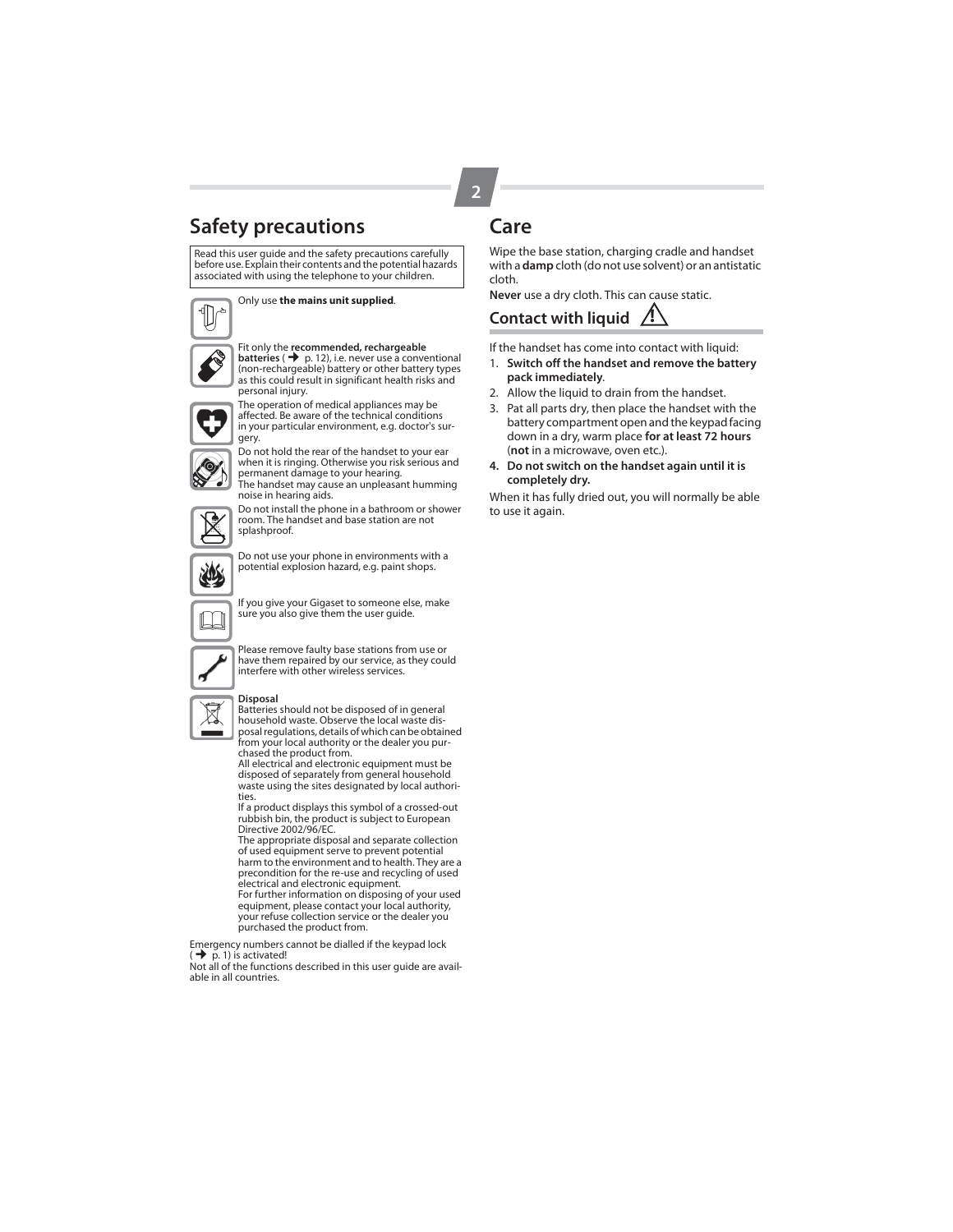# Safety precautions

Read this user guide and the safety precautions carefully before use. Explain their contents and the potential hazards associated with using the telephone to your children.

Only use **the mains unit supplied**.

Fit only the **recommended, rechargeable batteries** (→ p. 12), i.e. never use a conventional (non-rechargeable) battery or other battery types as this could result in significant health risks and personal injury.

The operation of medical appliances may be affected. Be aware of the technical conditions in your particular environment, e.g. doctor's surgery.

Do not hold the rear of the handset to your ear when it is ringing. Otherwise you risk serious and permanent damage to your hearing.
The handset may cause an unpleasant humming noise in hearing aids.

Do not install the phone in a bathroom or shower room. The handset and base station are not splashproof.

Do not use your phone in environments with a potential explosion hazard, e.g. paint shops.

If you give your Gigaset to someone else, make sure you also give them the user guide.

Please remove faulty base stations from use or have them repaired by our service, as they could interfere with other wireless services.

**Disposal**
Batteries should not be disposed of in general household waste. Observe the local waste disposal regulations, details of which can be obtained from your local authority or the dealer you purchased the product from.
All electrical and electronic equipment must be disposed of separately from general household waste using the sites designated by local authorities.
If a product displays this symbol of a crossed-out rubbish bin, the product is subject to European Directive 2002/96/EC.
The appropriate disposal and separate collection of used equipment serve to prevent potential harm to the environment and to health. They are a precondition for the re-use and recycling of used electrical and electronic equipment.
For further information on disposing of your used equipment, please contact your local authority, your refuse collection service or the dealer you purchased the product from.

Emergency numbers cannot be dialled if the keypad lock (→ p. 1) is activated!
Not all of the functions described in this user guide are available in all countries.

# Care

Wipe the base station, charging cradle and handset with a **damp** cloth (do not use solvent) or an antistatic cloth.

**Never** use a dry cloth. This can cause static.

## Contact with liquid ⚠

If the handset has come into contact with liquid:

1. **Switch off the handset and remove the battery pack immediately**.
2. Allow the liquid to drain from the handset.
3. Pat all parts dry, then place the handset with the battery compartment open and the keypad facing down in a dry, warm place **for at least 72 hours** (**not** in a microwave, oven etc.).
4. **Do not switch on the handset again until it is completely dry.**

When it has fully dried out, you will normally be able to use it again.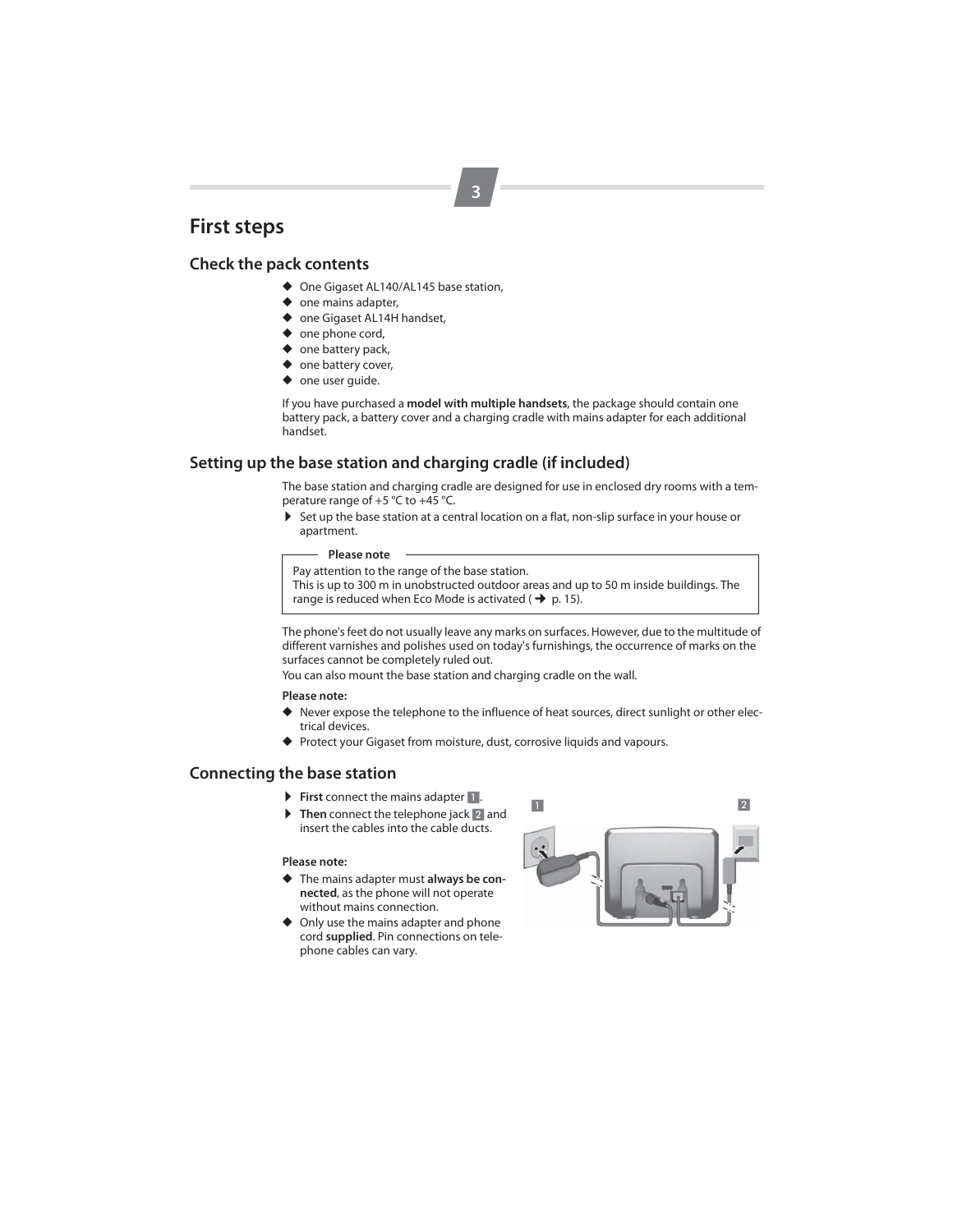# First steps

## Check the pack contents

- One Gigaset AL140/AL145 base station,
- one mains adapter,
- one Gigaset AL14H handset,
- one phone cord,
- one battery pack,
- one battery cover,
- one user guide.

If you have purchased a **model with multiple handsets**, the package should contain one battery pack, a battery cover and a charging cradle with mains adapter for each additional handset.

## Setting up the base station and charging cradle (if included)

The base station and charging cradle are designed for use in enclosed dry rooms with a temperature range of +5 °C to +45 °C.

- Set up the base station at a central location on a flat, non-slip surface in your house or apartment.

**Please note**

Pay attention to the range of the base station.
This is up to 300 m in unobstructed outdoor areas and up to 50 m inside buildings. The range is reduced when Eco Mode is activated (→ p. 15).

The phone's feet do not usually leave any marks on surfaces. However, due to the multitude of different varnishes and polishes used on today's furnishings, the occurrence of marks on the surfaces cannot be completely ruled out.
You can also mount the base station and charging cradle on the wall.

**Please note:**

- Never expose the telephone to the influence of heat sources, direct sunlight or other electrical devices.
- Protect your Gigaset from moisture, dust, corrosive liquids and vapours.

## Connecting the base station

- **First** connect the mains adapter 1.
- **Then** connect the telephone jack 2 and insert the cables into the cable ducts.

**Please note:**

- The mains adapter must **always be connected**, as the phone will not operate without mains connection.
- Only use the mains adapter and phone cord **supplied**. Pin connections on telephone cables can vary.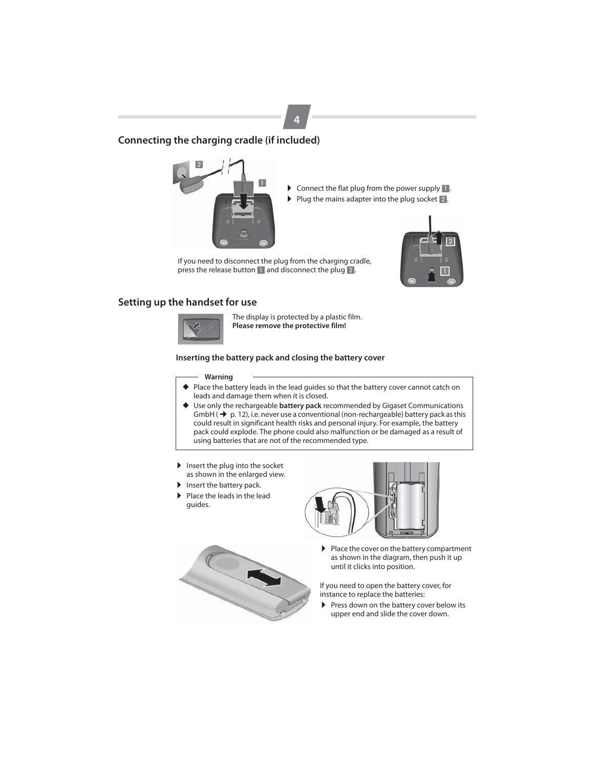## Connecting the charging cradle (if included)

- Connect the flat plug from the power supply 1.
- Plug the mains adapter into the plug socket 2.

If you need to disconnect the plug from the charging cradle, press the release button 1 and disconnect the plug 2.

## Setting up the handset for use

The display is protected by a plastic film.
**Please remove the protective film!**

### Inserting the battery pack and closing the battery cover

**Warning**

- Place the battery leads in the lead guides so that the battery cover cannot catch on leads and damage them when it is closed.
- Use only the rechargeable **battery pack** recommended by Gigaset Communications GmbH (→ p. 12), i.e. never use a conventional (non-rechargeable) battery pack as this could result in significant health risks and personal injury. For example, the battery pack could explode. The phone could also malfunction or be damaged as a result of using batteries that are not of the recommended type.

- Insert the plug into the socket as shown in the enlarged view.
- Insert the battery pack.
- Place the leads in the lead guides.

- Place the cover on the battery compartment as shown in the diagram, then push it up until it clicks into position.

If you need to open the battery cover, for instance to replace the batteries:

- Press down on the battery cover below its upper end and slide the cover down.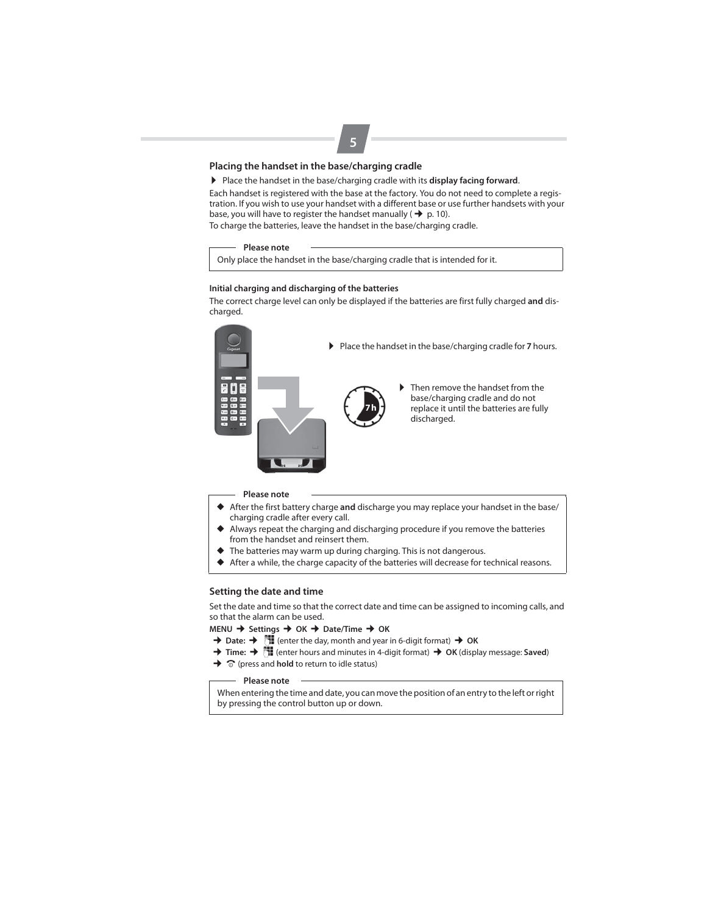## Placing the handset in the base/charging cradle

▶ Place the handset in the base/charging cradle with its **display facing forward**.

Each handset is registered with the base at the factory. You do not need to complete a registration. If you wish to use your handset with a different base or use further handsets with your base, you will have to register the handset manually (→ p. 10).

To charge the batteries, leave the handset in the base/charging cradle.

> **Please note**
>
> Only place the handset in the base/charging cradle that is intended for it.

### Initial charging and discharging of the batteries

The correct charge level can only be displayed if the batteries are first fully charged **and** discharged.

▶ Place the handset in the base/charging cradle for **7** hours.

▶ Then remove the handset from the base/charging cradle and do not replace it until the batteries are fully discharged.

> **Please note**
>
> - After the first battery charge **and** discharge you may replace your handset in the base/charging cradle after every call.
> - Always repeat the charging and discharging procedure if you remove the batteries from the handset and reinsert them.
> - The batteries may warm up during charging. This is not dangerous.
> - After a while, the charge capacity of the batteries will decrease for technical reasons.

## Setting the date and time

Set the date and time so that the correct date and time can be assigned to incoming calls, and so that the alarm can be used.

**MENU** → **Settings** → **OK** → **Date/Time** → **OK**

→ **Date:** → (enter the day, month and year in 6-digit format) → **OK**

→ **Time:** → (enter hours and minutes in 4-digit format) → **OK** (display message: **Saved**)

→ (press and **hold** to return to idle status)

> **Please note**
>
> When entering the time and date, you can move the position of an entry to the left or right by pressing the control button up or down.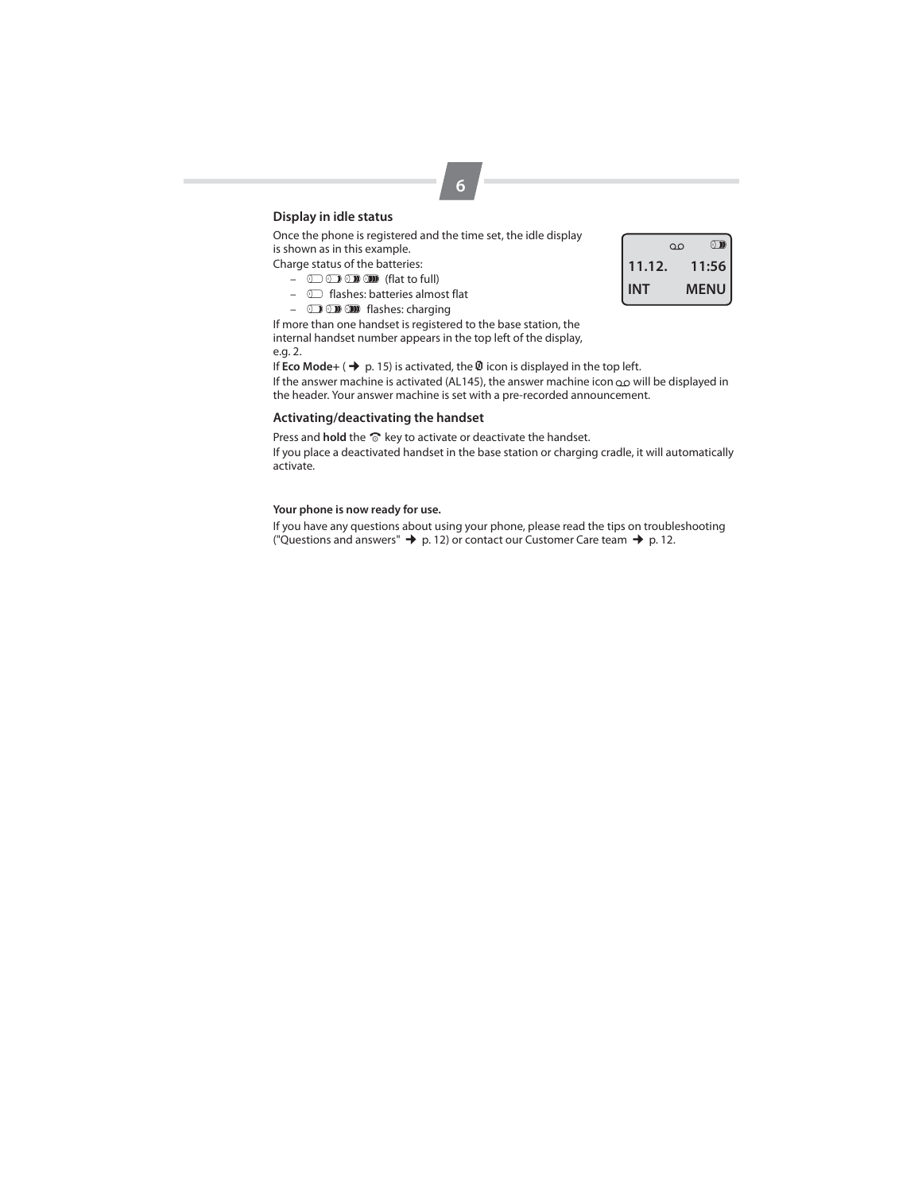## Display in idle status

Once the phone is registered and the time set, the idle display is shown as in this example.

| ᴑᴑ | |
|---|---|
| **11.12.** | **11:56** |
| **INT** | **MENU** |

Charge status of the batteries:

- (flat to full)
- flashes: batteries almost flat
- flashes: charging

If more than one handset is registered to the base station, the internal handset number appears in the top left of the display, e.g. 2.

If **Eco Mode+** ( ➜ p. 15) is activated, the icon is displayed in the top left.

If the answer machine is activated (AL145), the answer machine icon ᴑᴑ will be displayed in the header. Your answer machine is set with a pre-recorded announcement.

## Activating/deactivating the handset

Press and **hold** the key to activate or deactivate the handset.

If you place a deactivated handset in the base station or charging cradle, it will automatically activate.

**Your phone is now ready for use.**

If you have any questions about using your phone, please read the tips on troubleshooting ("Questions and answers" ➜ p. 12) or contact our Customer Care team ➜ p. 12.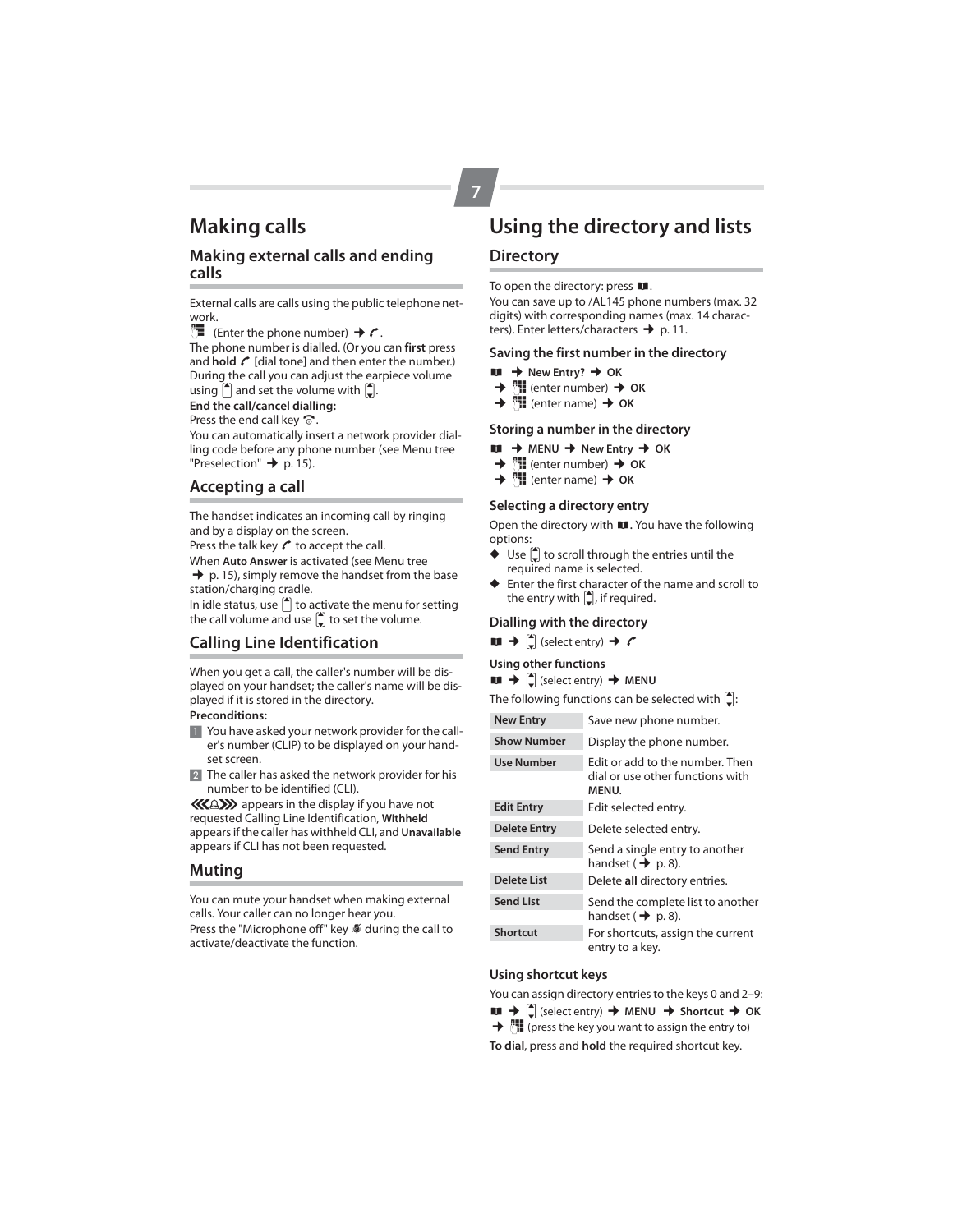# Making calls

## Making external calls and ending calls

External calls are calls using the public telephone network.

(Enter the phone number) → .

The phone number is dialled. (Or you can **first** press and **hold** [dial tone] and then enter the number.) During the call you can adjust the earpiece volume using and set the volume with .

**End the call/cancel dialling:**

Press the end call key .

You can automatically insert a network provider dialling code before any phone number (see Menu tree "Preselection" → p. 15).

## Accepting a call

The handset indicates an incoming call by ringing and by a display on the screen.

Press the talk key to accept the call.

When **Auto Answer** is activated (see Menu tree → p. 15), simply remove the handset from the base station/charging cradle.

In idle status, use to activate the menu for setting the call volume and use to set the volume.

## Calling Line Identification

When you get a call, the caller's number will be displayed on your handset; the caller's name will be displayed if it is stored in the directory.

**Preconditions:**

1. You have asked your network provider for the caller's number (CLIP) to be displayed on your handset screen.
2. The caller has asked the network provider for his number to be identified (CLI).

appears in the display if you have not requested Calling Line Identification, **Withheld** appears if the caller has withheld CLI, and **Unavailable** appears if CLI has not been requested.

## Muting

You can mute your handset when making external calls. Your caller can no longer hear you.

Press the "Microphone off" key during the call to activate/deactivate the function.

# Using the directory and lists

## Directory

To open the directory: press .

You can save up to /AL145 phone numbers (max. 32 digits) with corresponding names (max. 14 characters). Enter letters/characters → p. 11.

### Saving the first number in the directory

→ **New Entry?** → **OK**
→ (enter number) → **OK**
→ (enter name) → **OK**

### Storing a number in the directory

→ **MENU** → **New Entry** → **OK**
→ (enter number) → **OK**
→ (enter name) → **OK**

### Selecting a directory entry

Open the directory with . You have the following options:

- Use to scroll through the entries until the required name is selected.
- Enter the first character of the name and scroll to the entry with , if required.

### Dialling with the directory

→ (select entry) →

#### Using other functions

→ (select entry) → **MENU**

The following functions can be selected with :

| | |
|---|---|
| **New Entry** | Save new phone number. |
| **Show Number** | Display the phone number. |
| **Use Number** | Edit or add to the number. Then dial or use other functions with **MENU**. |
| **Edit Entry** | Edit selected entry. |
| **Delete Entry** | Delete selected entry. |
| **Send Entry** | Send a single entry to another handset (→ p. 8). |
| **Delete List** | Delete **all** directory entries. |
| **Send List** | Send the complete list to another handset (→ p. 8). |
| **Shortcut** | For shortcuts, assign the current entry to a key. |

### Using shortcut keys

You can assign directory entries to the keys 0 and 2–9:

→ (select entry) → **MENU** → **Shortcut** → **OK**
→ (press the key you want to assign the entry to)

**To dial**, press and **hold** the required shortcut key.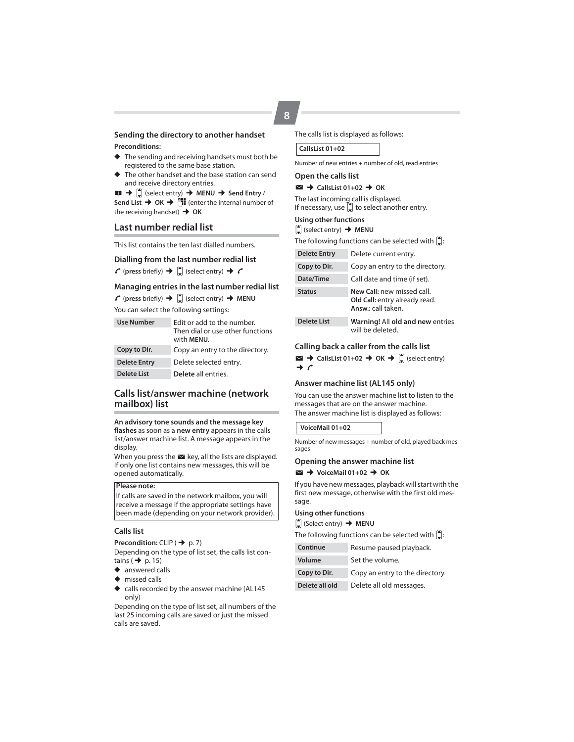### Sending the directory to another handset

**Preconditions:**

- The sending and receiving handsets must both be registered to the same base station.
- The other handset and the base station can send and receive directory entries.

📖 ➔ ⇕ (select entry) ➔ **MENU** ➔ **Send Entry** / **Send List** ➔ **OK** ➔ ⌨ (enter the internal number of the receiving handset) ➔ **OK**

## Last number redial list

This list contains the ten last dialled numbers.

### Dialling from the last number redial list

☎ (**press** briefly) ➔ ⇕ (select entry) ➔ ☎

### Managing entries in the last number redial list

☎ (**press** briefly) ➔ ⇕ (select entry) ➔ **MENU**

You can select the following settings:

| | |
|---|---|
| **Use Number** | Edit or add to the number. Then dial or use other functions with **MENU**. |
| **Copy to Dir.** | Copy an entry to the directory. |
| **Delete Entry** | Delete selected entry. |
| **Delete List** | **Delete** all entries. |

## Calls list/answer machine (network mailbox) list

**An advisory tone sounds and the message key flashes** as soon as a **new entry** appears in the calls list/answer machine list. A message appears in the display.

When you press the ✉ key, all the lists are displayed. If only one list contains new messages, this will be opened automatically.

> **Please note:**
> If calls are saved in the network mailbox, you will receive a message if the appropriate settings have been made (depending on your network provider).

### Calls list

**Precondition:** CLIP (➔ p. 7)

Depending on the type of list set, the calls list contains (➔ p. 15)

- answered calls
- missed calls
- calls recorded by the answer machine (AL145 only)

Depending on the type of list set, all numbers of the last 25 incoming calls are saved or just the missed calls are saved.

The calls list is displayed as follows:

**CallsList 01+02**

Number of new entries + number of old, read entries

### Open the calls list

✉ ➔ **CallsList 01+02** ➔ **OK**

The last incoming call is displayed.
If necessary, use ⇕ to select another entry.

**Using other functions**

⇕ (select entry) ➔ **MENU**

The following functions can be selected with ⇕:

| | |
|---|---|
| **Delete Entry** | Delete current entry. |
| **Copy to Dir.** | Copy an entry to the directory. |
| **Date/Time** | Call date and time (if set). |
| **Status** | **New Call:** new missed call.<br>**Old Call:** entry already read.<br>**Answ.:** call taken. |
| **Delete List** | **Warning!** All **old and new** entries will be deleted. |

### Calling back a caller from the calls list

✉ ➔ **CallsList 01+02** ➔ **OK** ➔ ⇕ (select entry) ➔ ☎

### Answer machine list (AL145 only)

You can use the answer machine list to listen to the messages that are on the answer machine.
The answer machine list is displayed as follows:

**VoiceMail 01+02**

Number of new messages + number of old, played back messages

### Opening the answer machine list

✉ ➔ **VoiceMail 01+02** ➔ **OK**

If you have new messages, playback will start with the first new message, otherwise with the first old message.

**Using other functions**

⇕ (Select entry) ➔ **MENU**

The following functions can be selected with ⇕:

| | |
|---|---|
| **Continue** | Resume paused playback. |
| **Volume** | Set the volume. |
| **Copy to Dir.** | Copy an entry to the directory. |
| **Delete all old** | Delete all old messages. |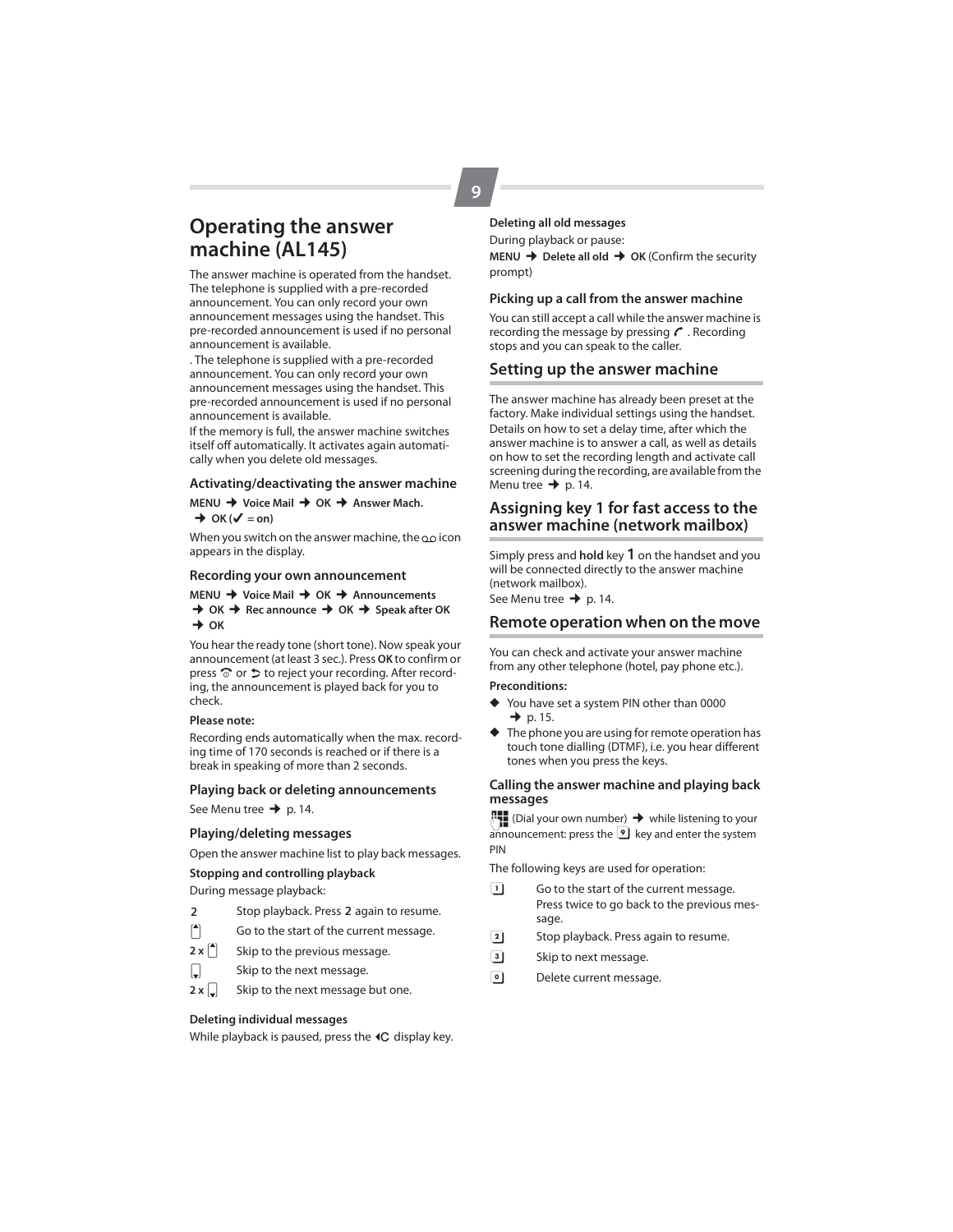## Operating the answer machine (AL145)

The answer machine is operated from the handset. The telephone is supplied with a pre-recorded announcement. You can only record your own announcement messages using the handset. This pre-recorded announcement is used if no personal announcement is available.

. The telephone is supplied with a pre-recorded announcement. You can only record your own announcement messages using the handset. This pre-recorded announcement is used if no personal announcement is available.

If the memory is full, the answer machine switches itself off automatically. It activates again automatically when you delete old messages.

### Activating/deactivating the answer machine

**MENU → Voice Mail → OK → Answer Mach. → OK (✓ = on)**

When you switch on the answer machine, the ꝏ icon appears in the display.

### Recording your own announcement

**MENU → Voice Mail → OK → Announcements → OK → Rec announce → OK → Speak after OK → OK**

You hear the ready tone (short tone). Now speak your announcement (at least 3 sec.). Press **OK** to confirm or press ☏ or ↩ to reject your recording. After recording, the announcement is played back for you to check.

**Please note:**

Recording ends automatically when the max. recording time of 170 seconds is reached or if there is a break in speaking of more than 2 seconds.

### Playing back or deleting announcements

See Menu tree → p. 14.

### Playing/deleting messages

Open the answer machine list to play back messages.

**Stopping and controlling playback**

During message playback:

| | |
|---|---|
| 2 | Stop playback. Press **2** again to resume. |
| ▲ | Go to the start of the current message. |
| 2 x ▲ | Skip to the previous message. |
| ▼ | Skip to the next message. |
| 2 x ▼ | Skip to the next message but one. |

**Deleting individual messages**

While playback is paused, press the ◂C display key.

**Deleting all old messages**

During playback or pause:

**MENU → Delete all old → OK** (Confirm the security prompt)

### Picking up a call from the answer machine

You can still accept a call while the answer machine is recording the message by pressing ✆. Recording stops and you can speak to the caller.

## Setting up the answer machine

The answer machine has already been preset at the factory. Make individual settings using the handset. Details on how to set a delay time, after which the answer machine is to answer a call, as well as details on how to set the recording length and activate call screening during the recording, are available from the Menu tree → p. 14.

## Assigning key 1 for fast access to the answer machine (network mailbox)

Simply press and **hold** key **1** on the handset and you will be connected directly to the answer machine (network mailbox).

See Menu tree → p. 14.

## Remote operation when on the move

You can check and activate your answer machine from any other telephone (hotel, pay phone etc.).

**Preconditions:**

- You have set a system PIN other than 0000 → p. 15.
- The phone you are using for remote operation has touch tone dialling (DTMF), i.e. you hear different tones when you press the keys.

### Calling the answer machine and playing back messages

(Dial your own number) → while listening to your announcement: press the 9 key and enter the system PIN

The following keys are used for operation:

| | |
|---|---|
| 1 | Go to the start of the current message. Press twice to go back to the previous message. |
| 2 | Stop playback. Press again to resume. |
| 3 | Skip to next message. |
| 0 | Delete current message. |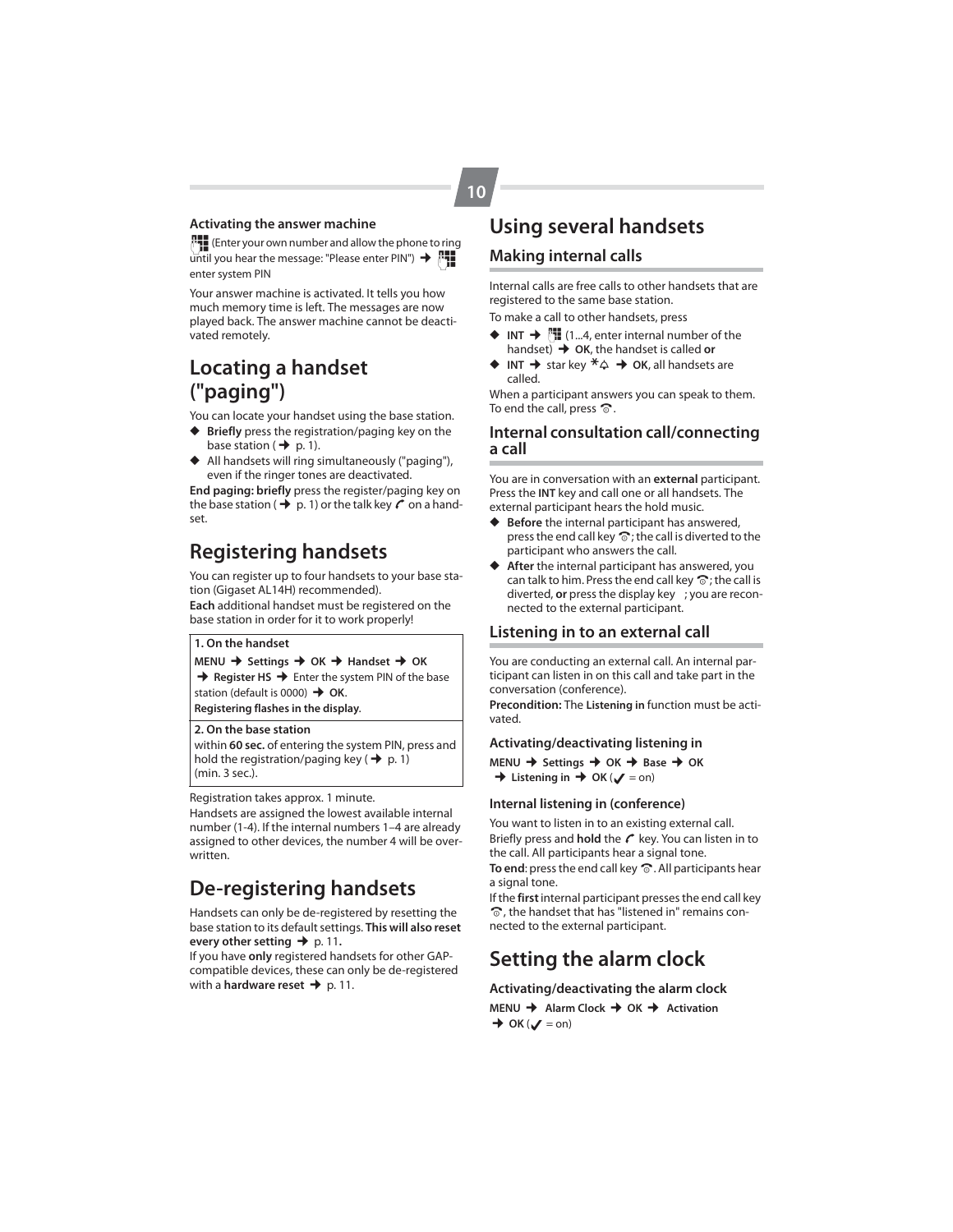**Activating the answer machine**

(Enter your own number and allow the phone to ring until you hear the message: "Please enter PIN") ➜ enter system PIN

Your answer machine is activated. It tells you how much memory time is left. The messages are now played back. The answer machine cannot be deactivated remotely.

# Locating a handset ("paging")

You can locate your handset using the base station.

- **Briefly** press the registration/paging key on the base station (➜ p. 1).
- All handsets will ring simultaneously ("paging"), even if the ringer tones are deactivated.

**End paging: briefly** press the register/paging key on the base station (➜ p. 1) or the talk key on a handset.

# Registering handsets

You can register up to four handsets to your base station (Gigaset AL14H) recommended).

**Each** additional handset must be registered on the base station in order for it to work properly!

| **1. On the handset** |
|---|
| **MENU ➜ Settings ➜ OK ➜ Handset ➜ OK ➜ Register HS ➜** Enter the system PIN of the base station (default is 0000) ➜ **OK**. **Registering flashes in the display.** |
| **2. On the base station** |
| within **60 sec.** of entering the system PIN, press and hold the registration/paging key (➜ p. 1) (min. 3 sec.). |

Registration takes approx. 1 minute.

Handsets are assigned the lowest available internal number (1-4). If the internal numbers 1–4 are already assigned to other devices, the number 4 will be overwritten.

# De-registering handsets

Handsets can only be de-registered by resetting the base station to its default settings. **This will also reset every other setting ➜** p. 11**.**

If you have **only** registered handsets for other GAP-compatible devices, these can only be de-registered with a **hardware reset ➜** p. 11.

# Using several handsets

## Making internal calls

Internal calls are free calls to other handsets that are registered to the same base station.

To make a call to other handsets, press

- **INT ➜** (1...4, enter internal number of the handset) ➜ **OK**, the handset is called **or**
- **INT ➜** star key \* ➜ **OK**, all handsets are called.

When a participant answers you can speak to them. To end the call, press the end call key.

## Internal consultation call/connecting a call

You are in conversation with an **external** participant. Press the **INT** key and call one or all handsets. The external participant hears the hold music.

- **Before** the internal participant has answered, press the end call key; the call is diverted to the participant who answers the call.
- **After** the internal participant has answered, you can talk to him. Press the end call key; the call is diverted, **or** press the display key ; you are reconnected to the external participant.

## Listening in to an external call

You are conducting an external call. An internal participant can listen in on this call and take part in the conversation (conference).

**Precondition:** The **Listening in** function must be activated.

### Activating/deactivating listening in

**MENU ➜ Settings ➜ OK ➜ Base ➜ OK ➜ Listening in ➜ OK** (✓ = on)

### Internal listening in (conference)

You want to listen in to an existing external call. Briefly press and **hold** the talk key. You can listen in to the call. All participants hear a signal tone.

**To end**: press the end call key. All participants hear a signal tone.

If the **first** internal participant presses the end call key, the handset that has "listened in" remains connected to the external participant.

# Setting the alarm clock

### Activating/deactivating the alarm clock

**MENU ➜ Alarm Clock ➜ OK ➜ Activation ➜ OK** (✓ = on)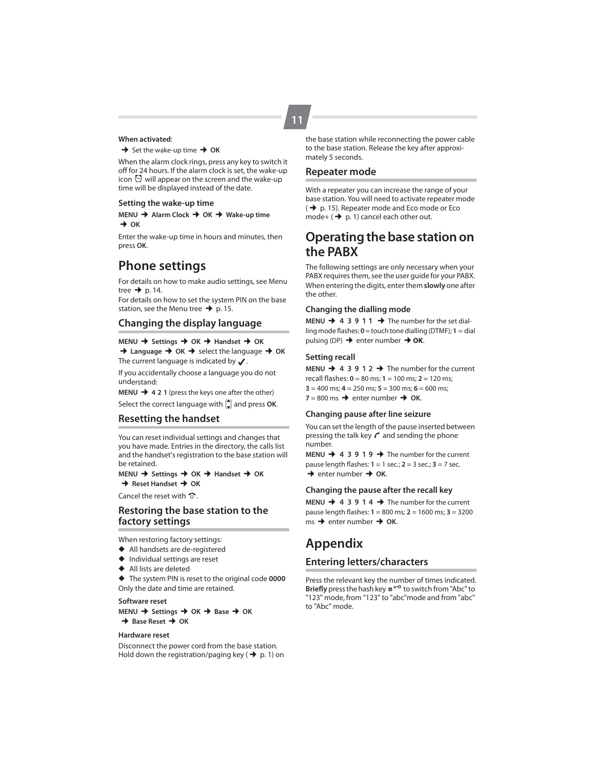**When activated**:

➜ Set the wake-up time ➜ **OK**

When the alarm clock rings, press any key to switch it off for 24 hours. If the alarm clock is set, the wake-up icon ⏰ will appear on the screen and the wake-up time will be displayed instead of the date.

### Setting the wake-up time

**MENU** ➜ **Alarm Clock** ➜ **OK** ➜ **Wake-up time** ➜ **OK**

Enter the wake-up time in hours and minutes, then press **OK**.

# Phone settings

For details on how to make audio settings, see Menu tree ➜ p. 14.
For details on how to set the system PIN on the base station, see the Menu tree ➜ p. 15.

## Changing the display language

**MENU** ➜ **Settings** ➜ **OK** ➜ **Handset** ➜ **OK** ➜ **Language** ➜ **OK** ➜ select the language ➜ **OK**
The current language is indicated by ✓.

If you accidentally choose a language you do not understand:

**MENU** ➜ **4 2 1** (press the keys one after the other)

Select the correct language with ⬍ and press **OK**.

## Resetting the handset

You can reset individual settings and changes that you have made. Entries in the directory, the calls list and the handset's registration to the base station will be retained.

**MENU** ➜ **Settings** ➜ **OK** ➜ **Handset** ➜ **OK** ➜ **Reset Handset** ➜ **OK**

Cancel the reset with ☎.

## Restoring the base station to the factory settings

When restoring factory settings:

- All handsets are de-registered
- Individual settings are reset
- All lists are deleted
- The system PIN is reset to the original code **0000**

Only the date and time are retained.

### Software reset

**MENU** ➜ **Settings** ➜ **OK** ➜ **Base** ➜ **OK** ➜ **Base Reset** ➜ **OK**

### Hardware reset

Disconnect the power cord from the base station. Hold down the registration/paging key (➜ p. 1) on the base station while reconnecting the power cable to the base station. Release the key after approximately 5 seconds.

## Repeater mode

With a repeater you can increase the range of your base station. You will need to activate repeater mode (➜ p. 15). Repeater mode and Eco mode or Eco mode+ (➜ p. 1) cancel each other out.

# Operating the base station on the PABX

The following settings are only necessary when your PABX requires them, see the user guide for your PABX. When entering the digits, enter them **slowly** one after the other.

### Changing the dialling mode

**MENU** ➜ **4 3 9 1 1** ➜ The number for the set dialling mode flashes: **0** = touch tone dialling (DTMF); **1** = dial pulsing (DP) ➜ enter number ➜ **OK**.

### Setting recall

**MENU** ➜ **4 3 9 1 2** ➜ The number for the current recall flashes: **0** = 80 ms; **1** = 100 ms; **2** = 120 ms; **3** = 400 ms; **4** = 250 ms; **5** = 300 ms; **6** = 600 ms; **7** = 800 ms ➜ enter number ➜ **OK**.

### Changing pause after line seizure

You can set the length of the pause inserted between pressing the talk key ☎ and sending the phone number.

**MENU** ➜ **4 3 9 1 9** ➜ The number for the current pause length flashes: **1** = 1 sec.; **2** = 3 sec.; **3** = 7 sec. ➜ enter number ➜ **OK**.

### Changing the pause after the recall key

**MENU** ➜ **4 3 9 1 4** ➜ The number for the current pause length flashes: **1** = 800 ms; **2** = 1600 ms; **3** = 3200 ms ➜ enter number ➜ **OK**.

# Appendix

## Entering letters/characters

Press the relevant key the number of times indicated. **Briefly** press the hash key # to switch from "Abc" to "123" mode, from "123" to "abc"mode and from "abc" to "Abc" mode.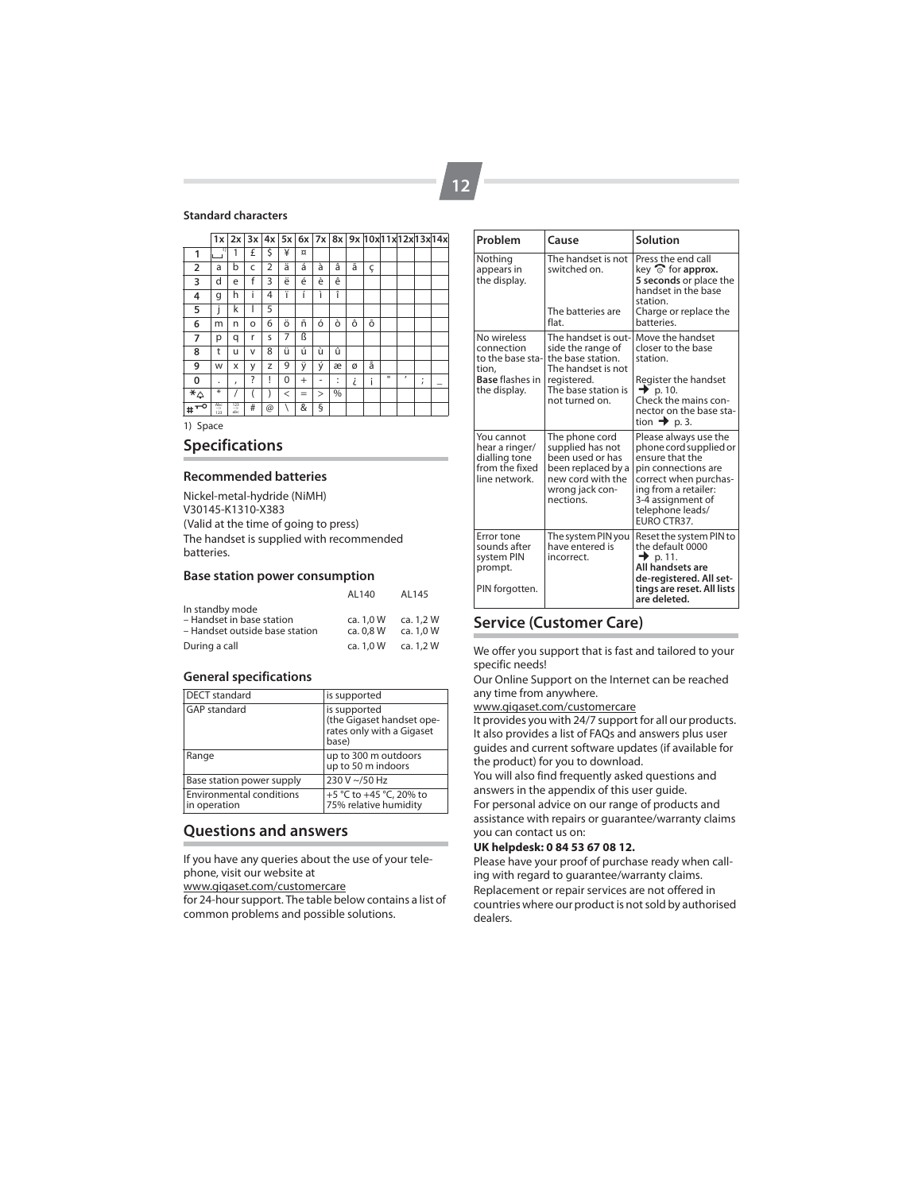### Standard characters

| | 1x | 2x | 3x | 4x | 5x | 6x | 7x | 8x | 9x | 10x | 11x | 12x | 13x | 14x |
|---|---|---|---|---|---|---|---|---|---|---|---|---|---|---|
| 1 | ␣ [1] | 1 | £ | $ | ¥ | ¤ | | | | | | | | |
| 2 | a | b | c | 2 | ä | á | à | â | ã | ç | | | | |
| 3 | d | e | f | 3 | ë | é | è | ê | | | | | | |
| 4 | g | h | i | 4 | ï | í | ì | î | | | | | | |
| 5 | j | k | l | 5 | | | | | | | | | | |
| 6 | m | n | o | 6 | ö | ñ | ó | ò | ô | õ | | | | |
| 7 | p | q | r | s | 7 | ß | | | | | | | | |
| 8 | t | u | v | 8 | ü | ú | ù | û | | | | | | |
| 9 | w | x | y | z | 9 | ÿ | ý | æ | ø | å | | | | |
| 0 | . | , | ? | ! | 0 | + | - | : | ¿ | ¡ | " | ' | ; | _ |
| * | * | / | ( | ) | < | = | > | % | | | | | | |
| # | Abc→123 | 123→abc | # | @ | \ | & | § | | | | | | | |

1) Space

## Specifications

### Recommended batteries

Nickel-metal-hydride (NiMH)
V30145-K1310-X383
(Valid at the time of going to press)
The handset is supplied with recommended batteries.

### Base station power consumption

| | AL140 | AL145 |
|---|---|---|
| In standby mode | | |
| – Handset in base station | ca. 1,0 W | ca. 1,2 W |
| – Handset outside base station | ca. 0,8 W | ca. 1,0 W |
| During a call | ca. 1,0 W | ca. 1,2 W |

### General specifications

| | |
|---|---|
| DECT standard | is supported |
| GAP standard | is supported (the Gigaset handset operates only with a Gigaset base) |
| Range | up to 300 m outdoors up to 50 m indoors |
| Base station power supply | 230 V ~/50 Hz |
| Environmental conditions in operation | +5 °C to +45 °C, 20% to 75% relative humidity |

## Questions and answers

If you have any queries about the use of your telephone, visit our website at
www.gigaset.com/customercare
for 24-hour support. The table below contains a list of common problems and possible solutions.

| Problem | Cause | Solution |
|---|---|---|
| Nothing appears in the display. | The handset is not switched on. | Press the end call key for **approx. 5 seconds** or place the handset in the base station. |
| | The batteries are flat. | Charge or replace the batteries. |
| No wireless connection to the base station, **Base** flashes in the display. | The handset is outside the range of the base station. | Move the handset closer to the base station. |
| | The handset is not registered. | Register the handset → p. 10. |
| | The base station is not turned on. | Check the mains connector on the base station → p. 3. |
| You cannot hear a ringer/dialling tone from the fixed line network. | The phone cord supplied has not been used or has been replaced by a new cord with the wrong jack connections. | Please always use the phone cord supplied or ensure that the pin connections are correct when purchasing from a retailer: 3-4 assignment of telephone leads/ EURO CTR37. |
| Error tone sounds after system PIN prompt. | The system PIN you have entered is incorrect. | Reset the system PIN to the default 0000 → p. 11. **All handsets are de-registered. All settings are reset. All lists are deleted.** |
| PIN forgotten. | | |

## Service (Customer Care)

We offer you support that is fast and tailored to your specific needs!

Our Online Support on the Internet can be reached any time from anywhere.
www.gigaset.com/customercare
It provides you with 24/7 support for all our products. It also provides a list of FAQs and answers plus user guides and current software updates (if available for the product) for you to download.

You will also find frequently asked questions and answers in the appendix of this user guide.

For personal advice on our range of products and assistance with repairs or guarantee/warranty claims you can contact us on:

**UK helpdesk: 0 84 53 67 08 12.**

Please have your proof of purchase ready when calling with regard to guarantee/warranty claims.

Replacement or repair services are not offered in countries where our product is not sold by authorised dealers.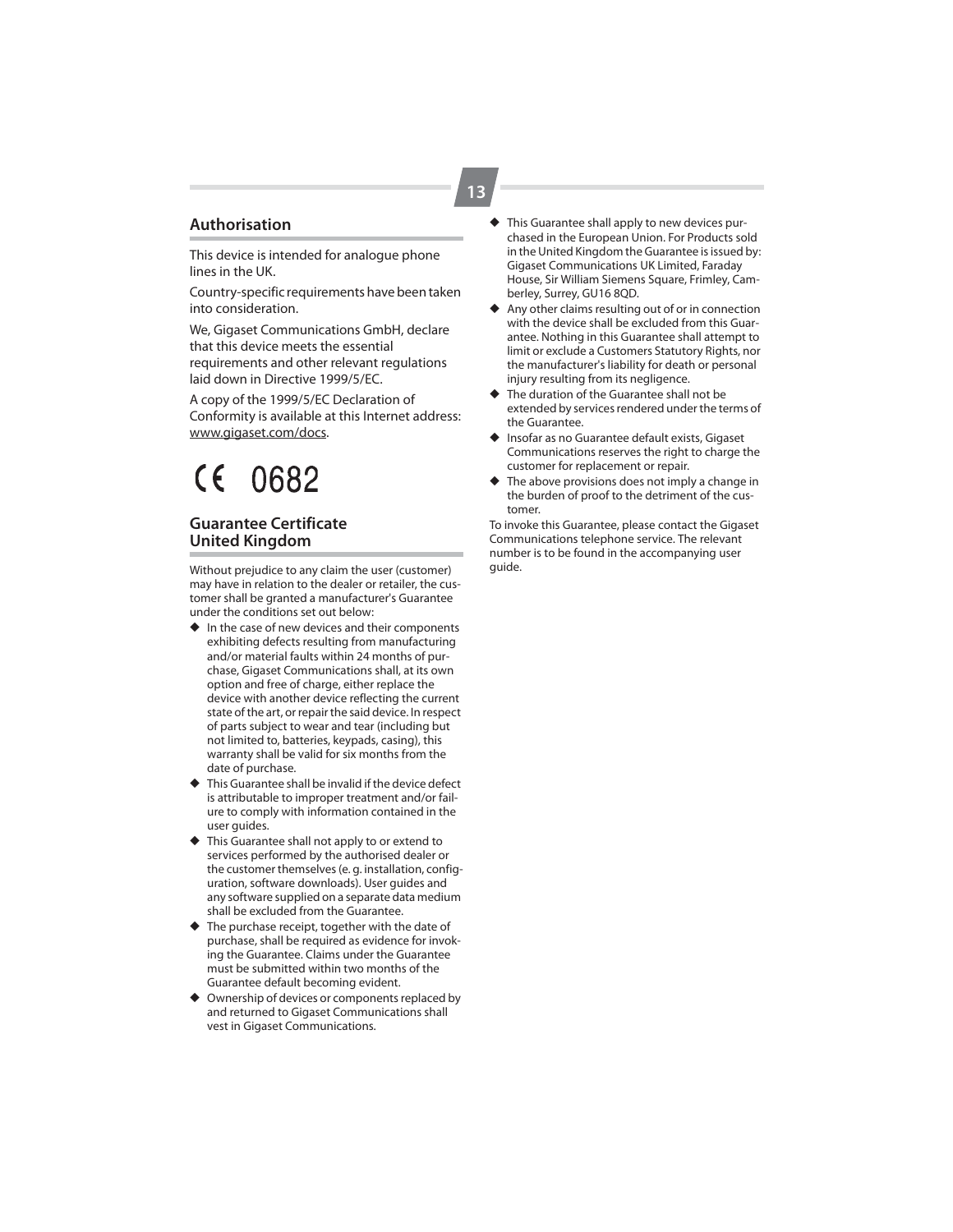## Authorisation

This device is intended for analogue phone lines in the UK.

Country-specific requirements have been taken into consideration.

We, Gigaset Communications GmbH, declare that this device meets the essential requirements and other relevant regulations laid down in Directive 1999/5/EC.

A copy of the 1999/5/EC Declaration of Conformity is available at this Internet address: www.gigaset.com/docs.

CE 0682

## Guarantee Certificate United Kingdom

Without prejudice to any claim the user (customer) may have in relation to the dealer or retailer, the customer shall be granted a manufacturer's Guarantee under the conditions set out below:

- In the case of new devices and their components exhibiting defects resulting from manufacturing and/or material faults within 24 months of purchase, Gigaset Communications shall, at its own option and free of charge, either replace the device with another device reflecting the current state of the art, or repair the said device. In respect of parts subject to wear and tear (including but not limited to, batteries, keypads, casing), this warranty shall be valid for six months from the date of purchase.
- This Guarantee shall be invalid if the device defect is attributable to improper treatment and/or failure to comply with information contained in the user guides.
- This Guarantee shall not apply to or extend to services performed by the authorised dealer or the customer themselves (e. g. installation, configuration, software downloads). User guides and any software supplied on a separate data medium shall be excluded from the Guarantee.
- The purchase receipt, together with the date of purchase, shall be required as evidence for invoking the Guarantee. Claims under the Guarantee must be submitted within two months of the Guarantee default becoming evident.
- Ownership of devices or components replaced by and returned to Gigaset Communications shall vest in Gigaset Communications.
- This Guarantee shall apply to new devices purchased in the European Union. For Products sold in the United Kingdom the Guarantee is issued by: Gigaset Communications UK Limited, Faraday House, Sir William Siemens Square, Frimley, Camberley, Surrey, GU16 8QD.
- Any other claims resulting out of or in connection with the device shall be excluded from this Guarantee. Nothing in this Guarantee shall attempt to limit or exclude a Customers Statutory Rights, nor the manufacturer's liability for death or personal injury resulting from its negligence.
- The duration of the Guarantee shall not be extended by services rendered under the terms of the Guarantee.
- Insofar as no Guarantee default exists, Gigaset Communications reserves the right to charge the customer for replacement or repair.
- The above provisions does not imply a change in the burden of proof to the detriment of the customer.

To invoke this Guarantee, please contact the Gigaset Communications telephone service. The relevant number is to be found in the accompanying user guide.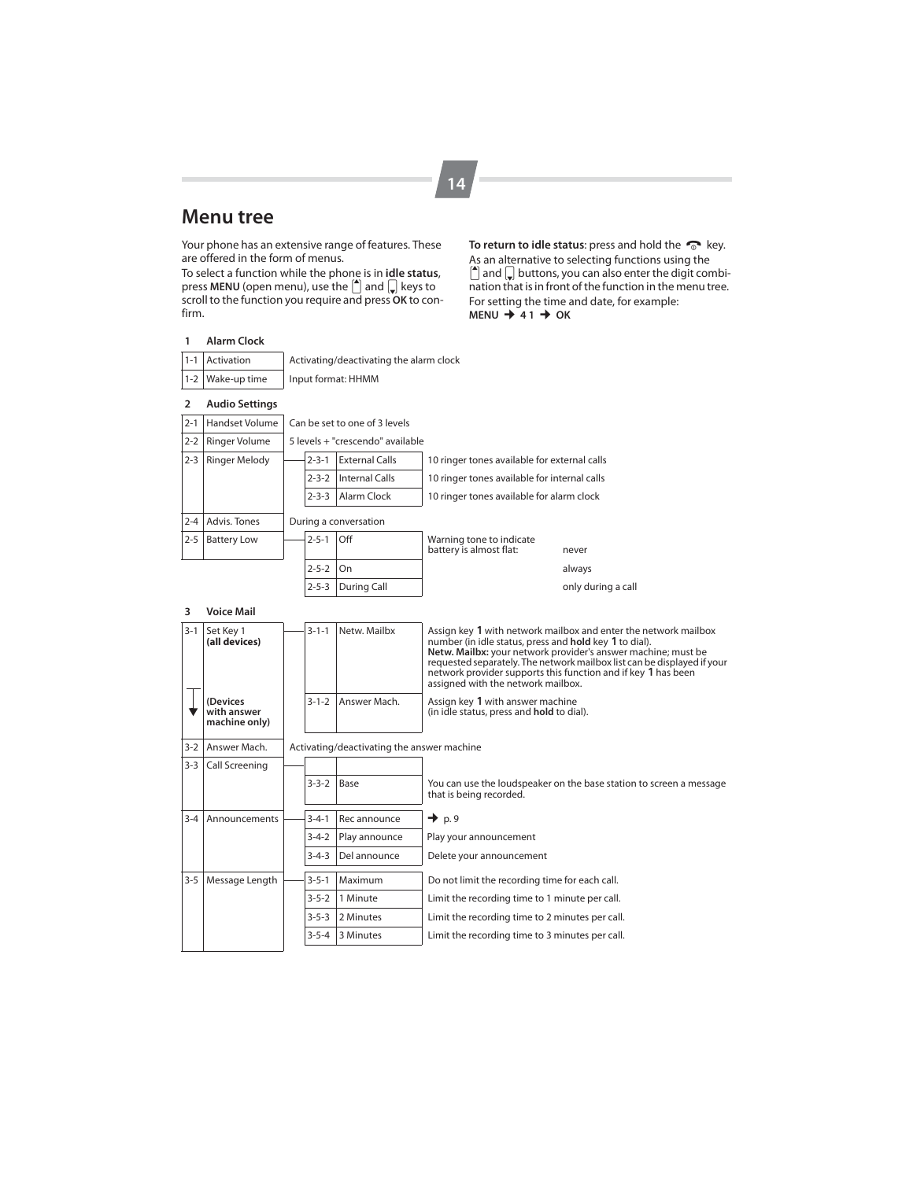## Menu tree

Your phone has an extensive range of features. These are offered in the form of menus.

To select a function while the phone is in **idle status**, press **MENU** (open menu), use the [up] and [down] keys to scroll to the function you require and press **OK** to confirm.

**To return to idle status**: press and hold the [end call] key.

As an alternative to selecting functions using the [up] and [down] buttons, you can also enter the digit combination that is in front of the function in the menu tree.

For setting the time and date, for example:
**MENU → 4 1 → OK**

### 1 Alarm Clock

| | | |
|---|---|---|
| 1-1 | Activation | Activating/deactivating the alarm clock |
| 1-2 | Wake-up time | Input format: HHMM |

### 2 Audio Settings

| | | | | |
|---|---|---|---|---|
| 2-1 | Handset Volume | Can be set to one of 3 levels | | |
| 2-2 | Ringer Volume | 5 levels + "crescendo" available | | |
| 2-3 | Ringer Melody | 2-3-1 | External Calls | 10 ringer tones available for external calls |
| | | 2-3-2 | Internal Calls | 10 ringer tones available for internal calls |
| | | 2-3-3 | Alarm Clock | 10 ringer tones available for alarm clock |
| 2-4 | Advis. Tones | During a conversation | | |
| 2-5 | Battery Low | 2-5-1 | Off | Warning tone to indicate battery is almost flat: never |
| | | 2-5-2 | On | always |
| | | 2-5-3 | During Call | only during a call |

### 3 Voice Mail

| | | | | |
|---|---|---|---|---|
| 3-1 | Set Key 1 **(all devices)** | 3-1-1 | Netw. Mailbx | Assign key **1** with network mailbox and enter the network mailbox number (in idle status, press and **hold** key **1** to dial). **Netw. Mailbx:** your network provider's answer machine; must be requested separately. The network mailbox list can be displayed if your network provider supports this function and if key **1** has been assigned with the network mailbox. |
| | **(Devices with answer machine only)** | 3-1-2 | Answer Mach. | Assign key **1** with answer machine (in idle status, press and **hold** to dial). |
| 3-2 | Answer Mach. | Activating/deactivating the answer machine | | |
| 3-3 | Call Screening | | | |
| | | 3-3-2 | Base | You can use the loudspeaker on the base station to screen a message that is being recorded. |
| 3-4 | Announcements | 3-4-1 | Rec announce | → p. 9 |
| | | 3-4-2 | Play announce | Play your announcement |
| | | 3-4-3 | Del announce | Delete your announcement |
| 3-5 | Message Length | 3-5-1 | Maximum | Do not limit the recording time for each call. |
| | | 3-5-2 | 1 Minute | Limit the recording time to 1 minute per call. |
| | | 3-5-3 | 2 Minutes | Limit the recording time to 2 minutes per call. |
| | | 3-5-4 | 3 Minutes | Limit the recording time to 3 minutes per call. |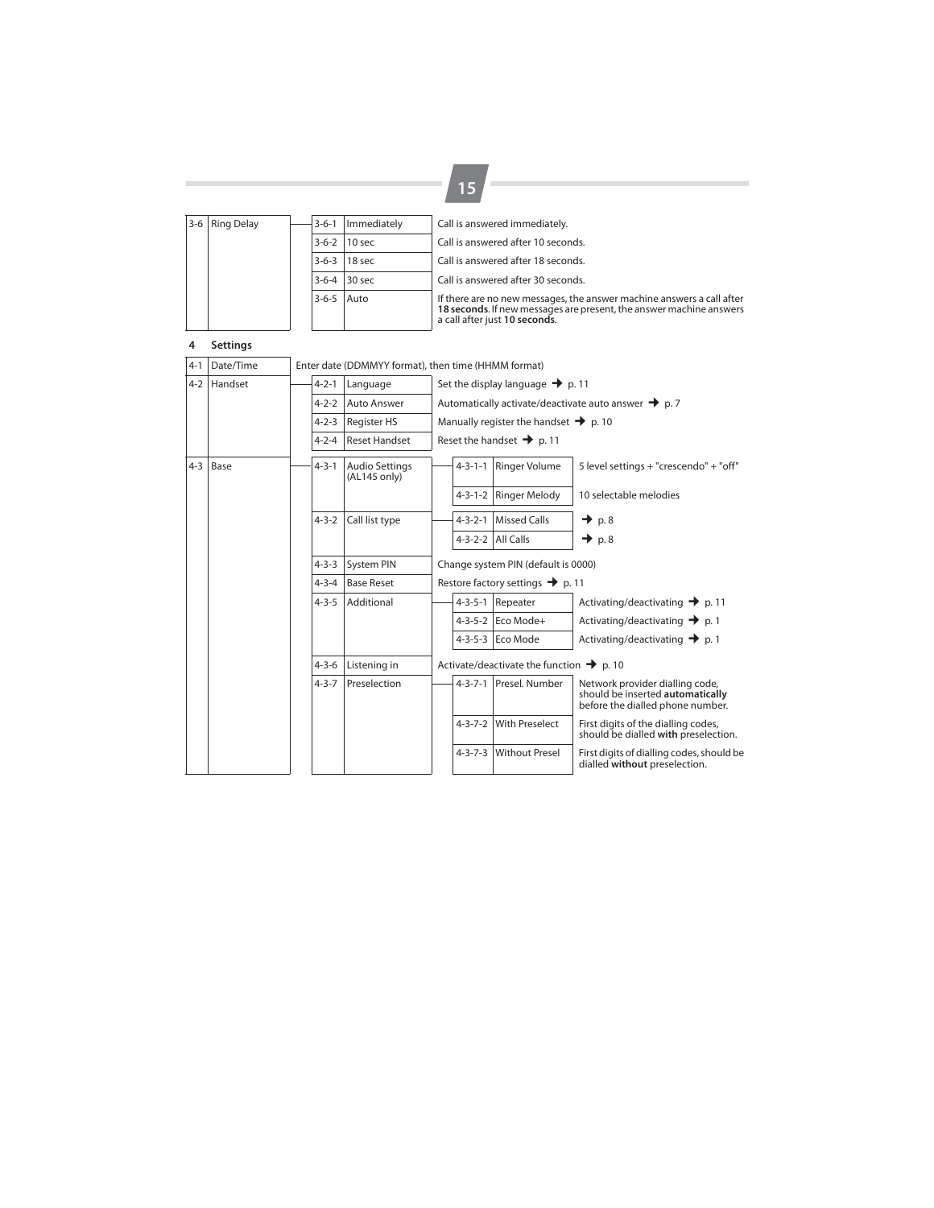| | | | | | | | |
|---|---|---|---|---|---|---|---|
| 3-6 | Ring Delay | 3-6-1 | Immediately | Call is answered immediately. | | | |
| | | 3-6-2 | 10 sec | Call is answered after 10 seconds. | | | |
| | | 3-6-3 | 18 sec | Call is answered after 18 seconds. | | | |
| | | 3-6-4 | 30 sec | Call is answered after 30 seconds. | | | |
| | | 3-6-5 | Auto | If there are no new messages, the answer machine answers a call after **18 seconds**. If new messages are present, the answer machine answers a call after just **10 seconds**. | | | |

## 4 Settings

| | | | | | | |
|---|---|---|---|---|---|---|
| 4-1 | Date/Time | Enter date (DDMMYY format), then time (HHMM format) | | | | |
| 4-2 | Handset | 4-2-1 | Language | Set the display language ➔ p. 11 | | |
| | | 4-2-2 | Auto Answer | Automatically activate/deactivate auto answer ➔ p. 7 | | |
| | | 4-2-3 | Register HS | Manually register the handset ➔ p. 10 | | |
| | | 4-2-4 | Reset Handset | Reset the handset ➔ p. 11 | | |
| 4-3 | Base | 4-3-1 | Audio Settings (AL145 only) | 4-3-1-1 | Ringer Volume | 5 level settings + "crescendo" + "off" |
| | | | | 4-3-1-2 | Ringer Melody | 10 selectable melodies |
| | | 4-3-2 | Call list type | 4-3-2-1 | Missed Calls | ➔ p. 8 |
| | | | | 4-3-2-2 | All Calls | ➔ p. 8 |
| | | 4-3-3 | System PIN | Change system PIN (default is 0000) | | |
| | | 4-3-4 | Base Reset | Restore factory settings ➔ p. 11 | | |
| | | 4-3-5 | Additional | 4-3-5-1 | Repeater | Activating/deactivating ➔ p. 11 |
| | | | | 4-3-5-2 | Eco Mode+ | Activating/deactivating ➔ p. 1 |
| | | | | 4-3-5-3 | Eco Mode | Activating/deactivating ➔ p. 1 |
| | | 4-3-6 | Listening in | Activate/deactivate the function ➔ p. 10 | | |
| | | 4-3-7 | Preselection | 4-3-7-1 | Presel. Number | Network provider dialling code, should be inserted **automatically** before the dialled phone number. |
| | | | | 4-3-7-2 | With Preselect | First digits of the dialling codes, should be dialled **with** preselection. |
| | | | | 4-3-7-3 | Without Presel | First digits of dialling codes, should be dialled **without** preselection. |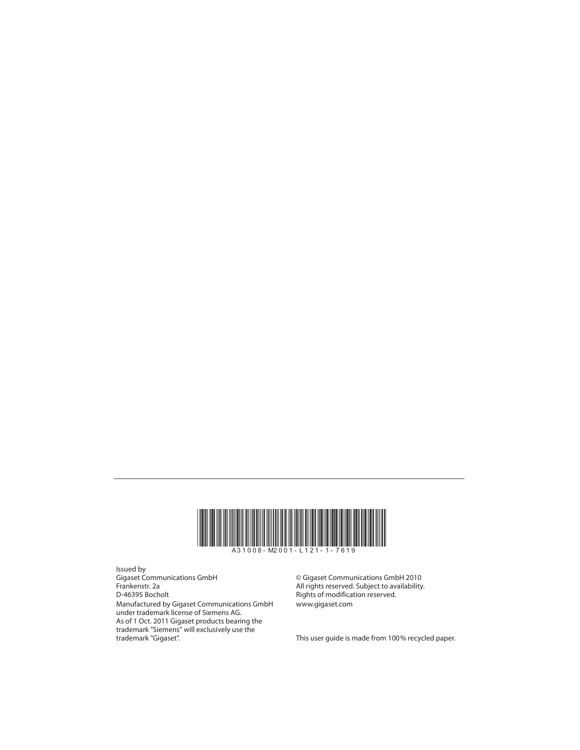A31008-M2001-L121-1-7619

Issued by
Gigaset Communications GmbH
Frankenstr. 2a
D-46395 Bocholt

Manufactured by Gigaset Communications GmbH under trademark license of Siemens AG.
As of 1 Oct. 2011 Gigaset products bearing the trademark "Siemens" will exclusively use the trademark "Gigaset".

© Gigaset Communications GmbH 2010
All rights reserved. Subject to availability.
Rights of modification reserved.
www.gigaset.com

This user guide is made from 100% recycled paper.